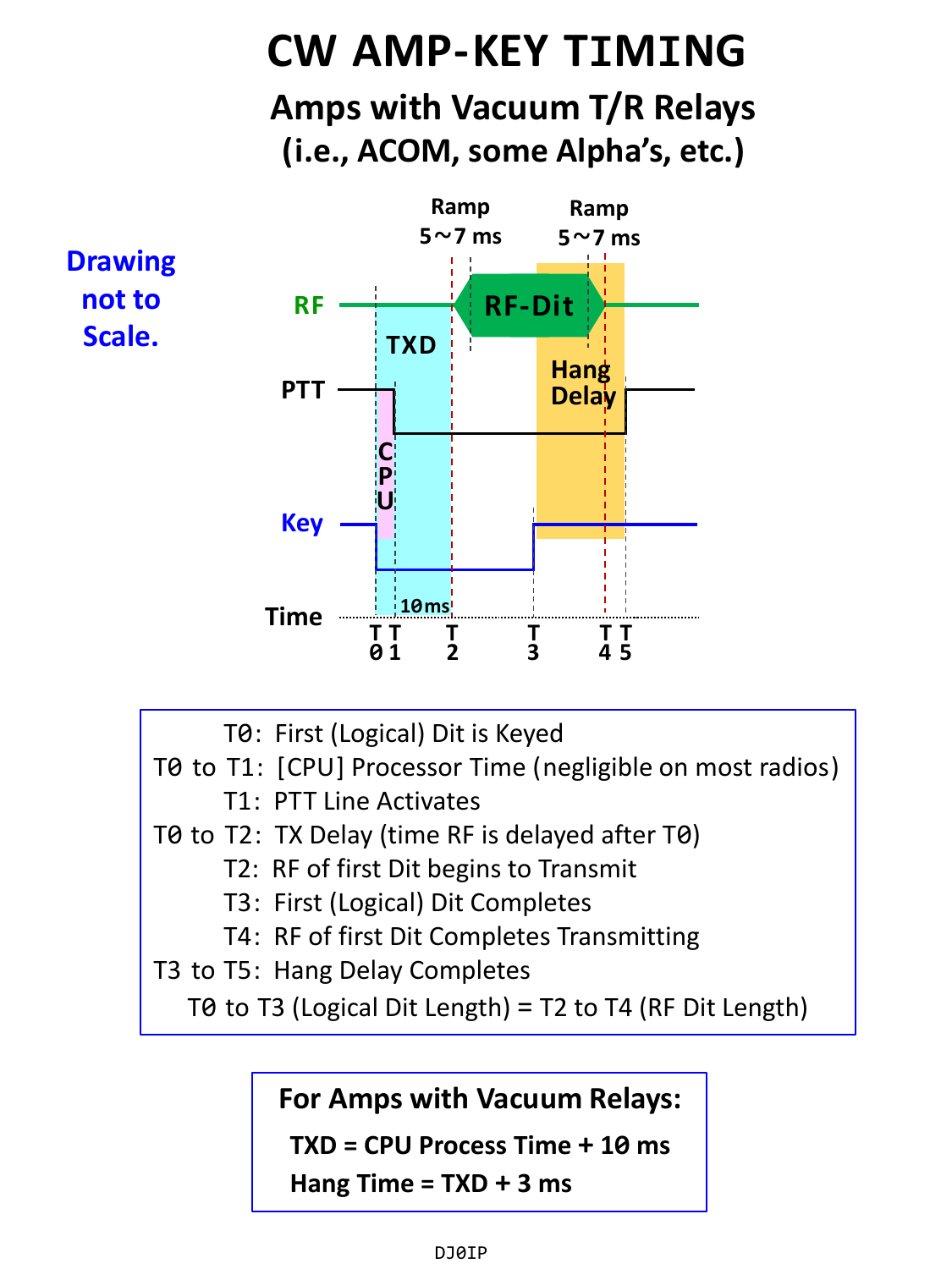# CW AMP-KEY TIMING

## Amps with Vacuum T/R Relays
## (i.e., ACOM, some Alpha's, etc.)

**Drawing not to Scale.**

Ramp 5～7 ms

Ramp 5～7 ms

RF

RF-Dit

TXD

Hang Delay

PTT

CPU

Key

10ms

Time

T0 T1 T2 T3 T4 T5

T0: First (Logical) Dit is Keyed
T0 to T1: [CPU] Processor Time (negligible on most radios)
T1: PTT Line Activates
T0 to T2: TX Delay (time RF is delayed after T0)
T2: RF of first Dit begins to Transmit
T3: First (Logical) Dit Completes
T4: RF of first Dit Completes Transmitting
T3 to T5: Hang Delay Completes
T0 to T3 (Logical Dit Length) = T2 to T4 (RF Dit Length)

**For Amps with Vacuum Relays:**

**TXD = CPU Process Time + 10 ms**

**Hang Time = TXD + 3 ms**

DJ0IP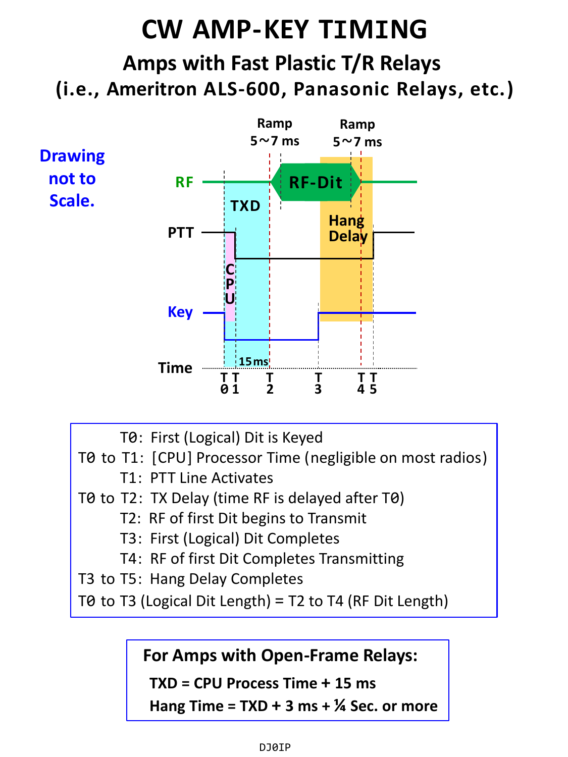# CW AMP-KEY TIMING

## Amps with Fast Plastic T/R Relays
## (i.e., Ameritron ALS-600, Panasonic Relays, etc.)

**Drawing not to Scale.**

T0: First (Logical) Dit is Keyed
T0 to T1: [CPU] Processor Time (negligible on most radios)
T1: PTT Line Activates
T0 to T2: TX Delay (time RF is delayed after T0)
T2: RF of first Dit begins to Transmit
T3: First (Logical) Dit Completes
T4: RF of first Dit Completes Transmitting
T3 to T5: Hang Delay Completes
T0 to T3 (Logical Dit Length) = T2 to T4 (RF Dit Length)

**For Amps with Open-Frame Relays:**

**TXD = CPU Process Time + 15 ms**

**Hang Time = TXD + 3 ms + ¼ Sec. or more**

DJ0IP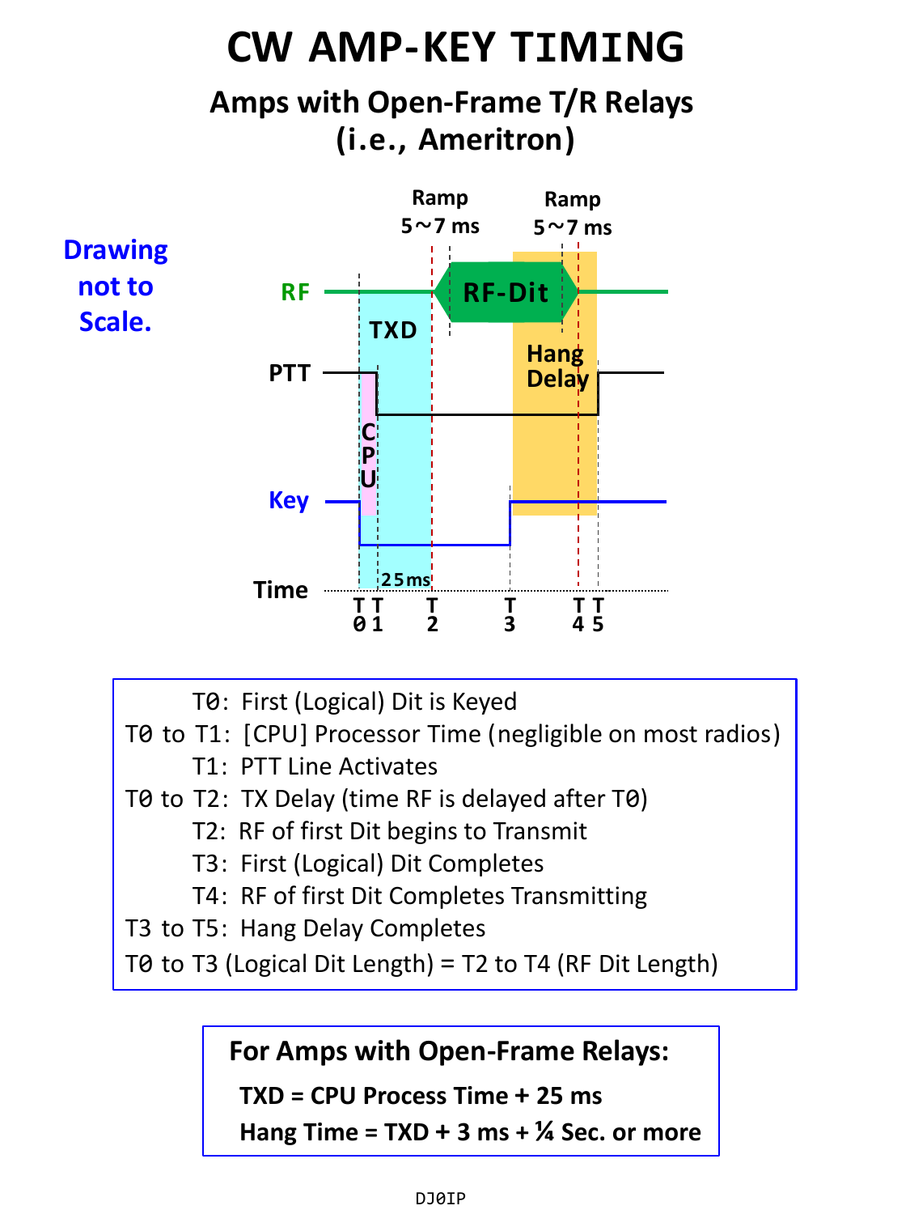# CW AMP-KEY TIMING

## Amps with Open-Frame T/R Relays (i.e., Ameritron)

**Drawing not to Scale.**

Ramp 5～7 ms

Ramp 5～7 ms

RF

RF-Dit

TXD

PTT

Hang Delay

C P U

Key

25ms

Time

T0 T1 T2 T3 T4 T5

T0: First (Logical) Dit is Keyed
T0 to T1: [CPU] Processor Time (negligible on most radios)
T1: PTT Line Activates
T0 to T2: TX Delay (time RF is delayed after T0)
T2: RF of first Dit begins to Transmit
T3: First (Logical) Dit Completes
T4: RF of first Dit Completes Transmitting
T3 to T5: Hang Delay Completes
T0 to T3 (Logical Dit Length) = T2 to T4 (RF Dit Length)

**For Amps with Open-Frame Relays:**

**TXD = CPU Process Time + 25 ms**

**Hang Time = TXD + 3 ms + ¼ Sec. or more**

DJ0IP